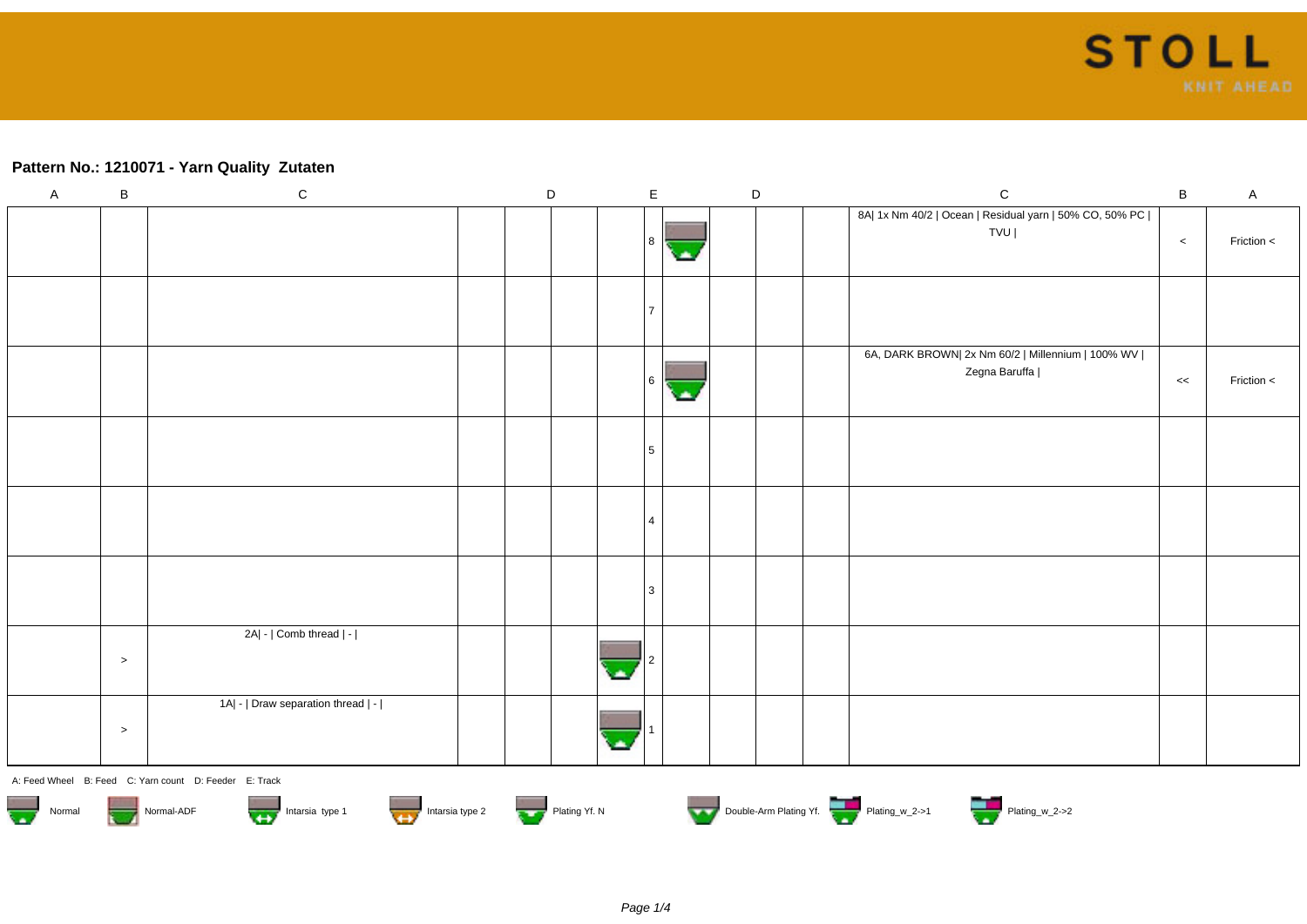## Pattern No.: 1210071 - Yarn Quality Zutaten

| A | B | C | D | D | D | E | | D | D | D | C | B | A |
|---|---|---|---|---|---|---|---|---|---|---|---|---|---|
| | | | | | | 8 | | | | | 8A\| 1x Nm 40/2 \| Ocean \| Residual yarn \| 50% CO, 50% PC \| TVU \| | < | Friction < |
| | | | | | | 7 | | | | | | | |
| | | | | | | 6 | | | | | 6A, DARK BROWN\| 2x Nm 60/2 \| Millennium \| 100% WV \| Zegna Baruffa \| | << | Friction < |
| | | | | | | 5 | | | | | | | |
| | | | | | | 4 | | | | | | | |
| | | | | | | 3 | | | | | | | |
| | > | 2A\| - \| Comb thread \| - \| | | | | 2 | | | | | | | |
| | > | 1A\| - \| Draw separation thread \| - \| | | | | 1 | | | | | | | |

A: Feed Wheel B: Feed C: Yarn count D: Feeder E: Track

Normal Normal-ADF Intarsia type 1 Intarsia type 2 Plating Yf. N Double-Arm Plating Yf. Plating_w_2->1 Plating_w_2->2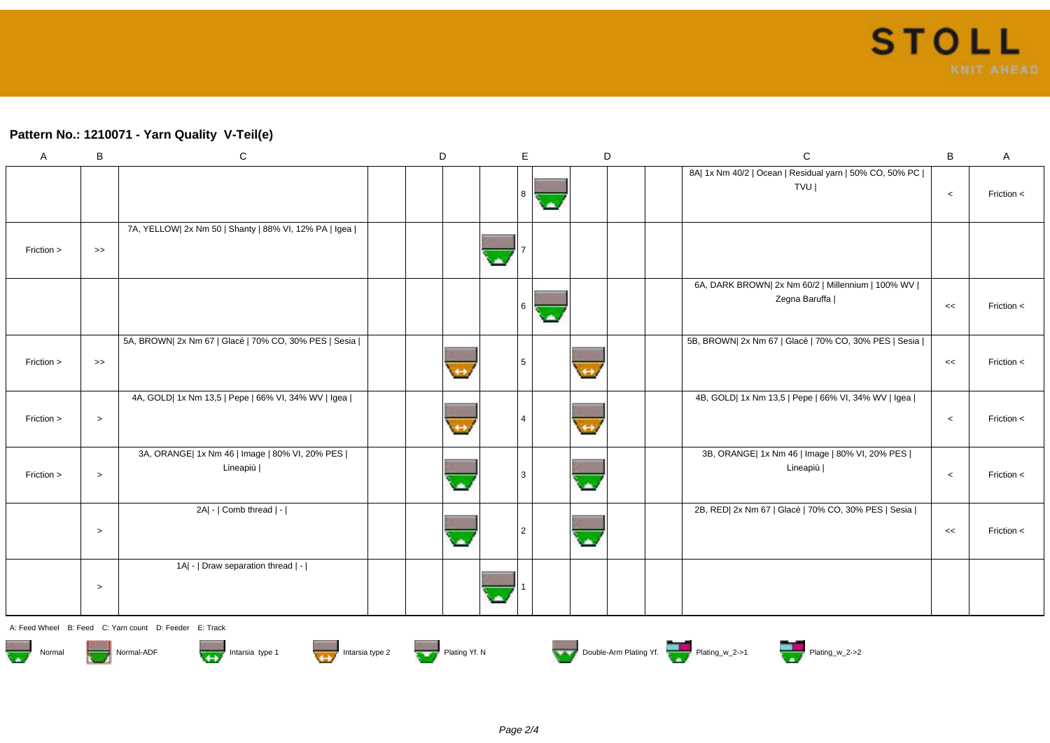## Pattern No.: 1210071 - Yarn Quality  V-Teil(e)

| A | B | C | | D | | | E | | D | | | C | B | A |
|---|---|---|---|---|---|---|---|---|---|---|---|---|---|---|
| | | | | | | | 8 | | | | | 8A\| 1x Nm 40/2 \| Ocean \| Residual yarn \| 50% CO, 50% PC \| TVU \| | < | Friction < |
| Friction > | >> | 7A, YELLOW\| 2x Nm 50 \| Shanty \| 88% VI, 12% PA \| Igea \| | | | | | 7 | | | | | | | |
| | | | | | | | 6 | | | | | 6A, DARK BROWN\| 2x Nm 60/2 \| Millennium \| 100% WV \| Zegna Baruffa \| | << | Friction < |
| Friction > | >> | 5A, BROWN\| 2x Nm 67 \| Glacé \| 70% CO, 30% PES \| Sesia \| | | | | | 5 | | | | | 5B, BROWN\| 2x Nm 67 \| Glacé \| 70% CO, 30% PES \| Sesia \| | << | Friction < |
| Friction > | > | 4A, GOLD\| 1x Nm 13,5 \| Pepe \| 66% VI, 34% WV \| Igea \| | | | | | 4 | | | | | 4B, GOLD\| 1x Nm 13,5 \| Pepe \| 66% VI, 34% WV \| Igea \| | < | Friction < |
| Friction > | > | 3A, ORANGE\| 1x Nm 46 \| Image \| 80% VI, 20% PES \| Lineapiù \| | | | | | 3 | | | | | 3B, ORANGE\| 1x Nm 46 \| Image \| 80% VI, 20% PES \| Lineapiù \| | < | Friction < |
| | > | 2A\| - \| Comb thread \| - \| | | | | | 2 | | | | | 2B, RED\| 2x Nm 67 \| Glacé \| 70% CO, 30% PES \| Sesia \| | << | Friction < |
| | > | 1A\| - \| Draw separation thread \| - \| | | | | | 1 | | | | | | | |

A: Feed Wheel   B: Feed   C: Yarn count   D: Feeder   E: Track

Normal   Normal-ADF   Intarsia type 1   Intarsia type 2   Plating Yf. N   Double-Arm Plating Yf.   Plating_w_2->1   Plating_w_2->2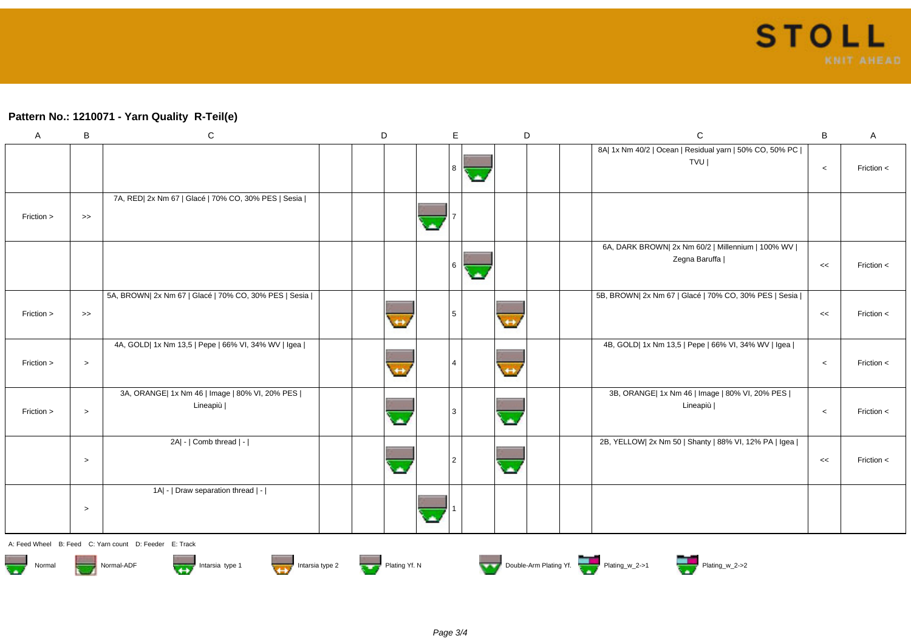## Pattern No.: 1210071 - Yarn Quality R-Teil(e)

| A | B | C | | D | | | E | | D | | | C | B | A |
|---|---|---|---|---|---|---|---|---|---|---|---|---|---|---|
| | | | | | | | 8 | | | | | 8A\| 1x Nm 40/2 \| Ocean \| Residual yarn \| 50% CO, 50% PC \| TVU \| | < | Friction < |
| Friction > | >> | 7A, RED\| 2x Nm 67 \| Glacé \| 70% CO, 30% PES \| Sesia \| | | | | | 7 | | | | | | | |
| | | | | | | | 6 | | | | | 6A, DARK BROWN\| 2x Nm 60/2 \| Millennium \| 100% WV \| Zegna Baruffa \| | << | Friction < |
| Friction > | >> | 5A, BROWN\| 2x Nm 67 \| Glacé \| 70% CO, 30% PES \| Sesia \| | | | | | 5 | | | | | 5B, BROWN\| 2x Nm 67 \| Glacé \| 70% CO, 30% PES \| Sesia \| | << | Friction < |
| Friction > | > | 4A, GOLD\| 1x Nm 13,5 \| Pepe \| 66% VI, 34% WV \| Igea \| | | | | | 4 | | | | | 4B, GOLD\| 1x Nm 13,5 \| Pepe \| 66% VI, 34% WV \| Igea \| | < | Friction < |
| Friction > | > | 3A, ORANGE\| 1x Nm 46 \| Image \| 80% VI, 20% PES \| Lineapiù \| | | | | | 3 | | | | | 3B, ORANGE\| 1x Nm 46 \| Image \| 80% VI, 20% PES \| Lineapiù \| | < | Friction < |
| | > | 2A\| - \| Comb thread \| - \| | | | | | 2 | | | | | 2B, YELLOW\| 2x Nm 50 \| Shanty \| 88% VI, 12% PA \| Igea \| | << | Friction < |
| | > | 1A\| - \| Draw separation thread \| - \| | | | | | 1 | | | | | | | |

A: Feed Wheel B: Feed C: Yarn count D: Feeder E: Track

Normal Normal-ADF Intarsia type 1 Intarsia type 2 Plating Yf. N Double-Arm Plating Yf. Plating_w_2->1 Plating_w_2->2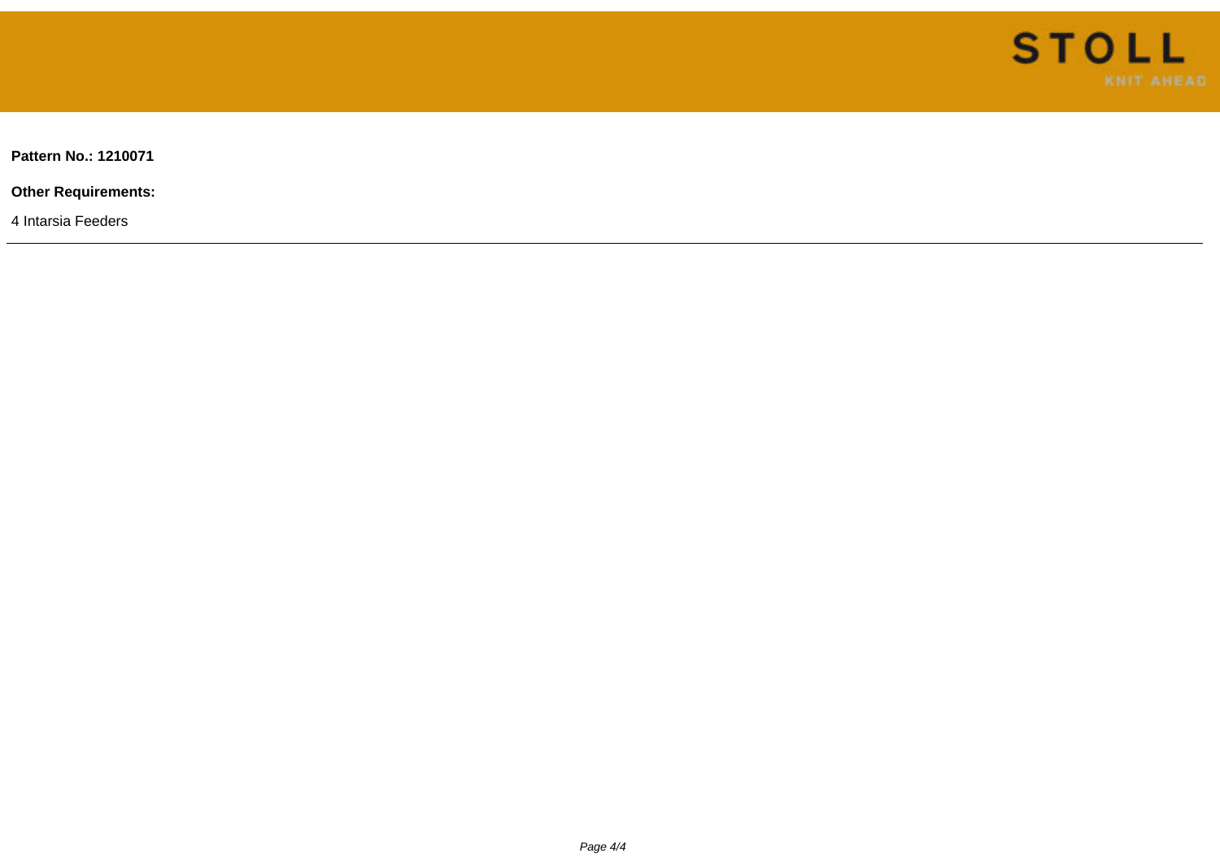**Pattern No.: 1210071**

**Other Requirements:**

4 Intarsia Feeders

---